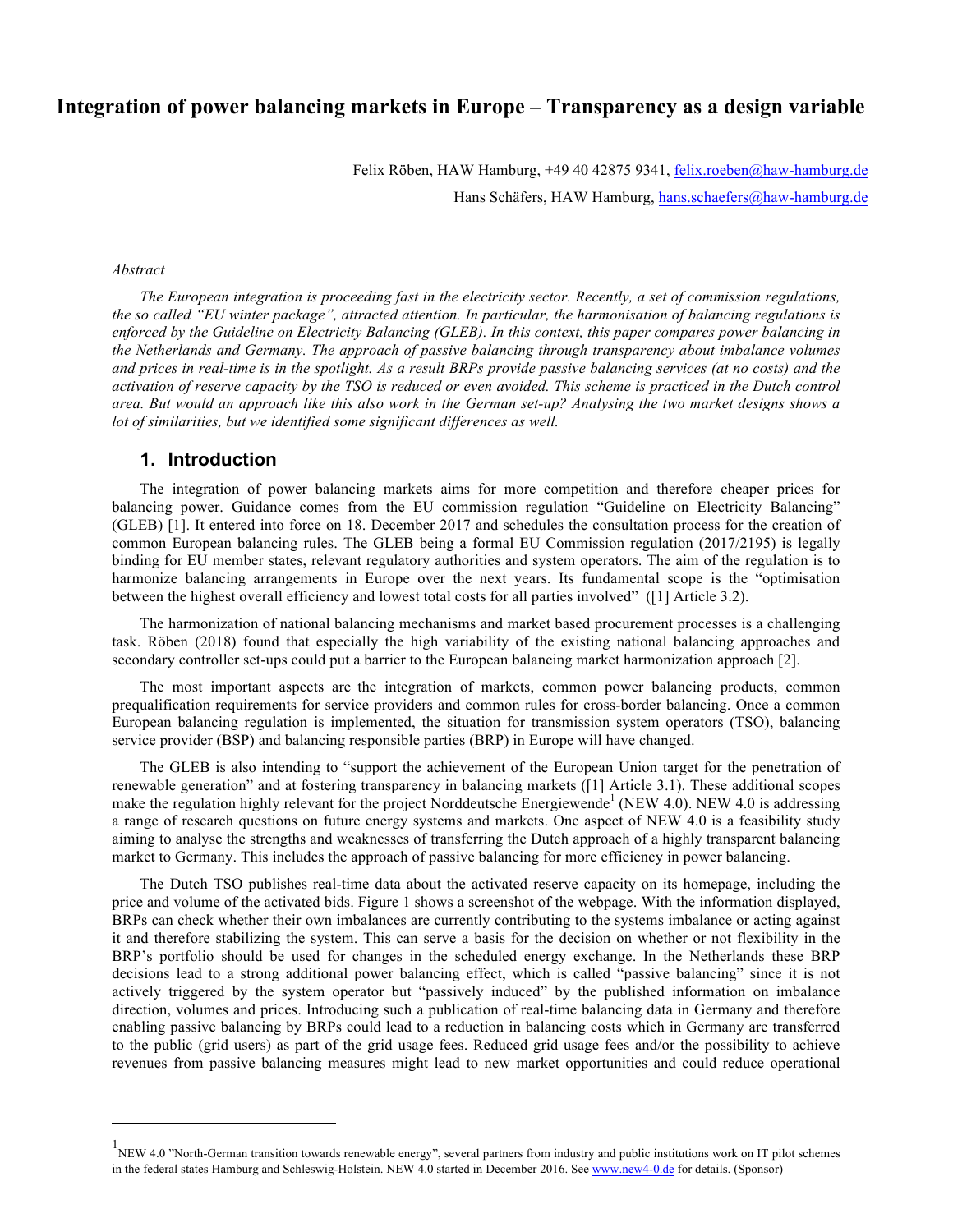# Integration of power balancing markets in Europe – Transparency as a design variable

Felix Röben, HAW Hamburg, +49 40 42875 9341, felix.roeben@haw-hamburg.de

Hans Schäfers, HAW Hamburg, hans.schaefers@haw-hamburg.de

*Abstract*

*The European integration is proceeding fast in the electricity sector. Recently, a set of commission regulations, the so called "EU winter package", attracted attention. In particular, the harmonisation of balancing regulations is enforced by the Guideline on Electricity Balancing (GLEB). In this context, this paper compares power balancing in the Netherlands and Germany. The approach of passive balancing through transparency about imbalance volumes and prices in real-time is in the spotlight. As a result BRPs provide passive balancing services (at no costs) and the activation of reserve capacity by the TSO is reduced or even avoided. This scheme is practiced in the Dutch control area. But would an approach like this also work in the German set-up? Analysing the two market designs shows a lot of similarities, but we identified some significant differences as well.*

## 1. Introduction

The integration of power balancing markets aims for more competition and therefore cheaper prices for balancing power. Guidance comes from the EU commission regulation "Guideline on Electricity Balancing" (GLEB) [1]. It entered into force on 18. December 2017 and schedules the consultation process for the creation of common European balancing rules. The GLEB being a formal EU Commission regulation (2017/2195) is legally binding for EU member states, relevant regulatory authorities and system operators. The aim of the regulation is to harmonize balancing arrangements in Europe over the next years. Its fundamental scope is the "optimisation between the highest overall efficiency and lowest total costs for all parties involved" ([1] Article 3.2).

The harmonization of national balancing mechanisms and market based procurement processes is a challenging task. Röben (2018) found that especially the high variability of the existing national balancing approaches and secondary controller set-ups could put a barrier to the European balancing market harmonization approach [2].

The most important aspects are the integration of markets, common power balancing products, common prequalification requirements for service providers and common rules for cross-border balancing. Once a common European balancing regulation is implemented, the situation for transmission system operators (TSO), balancing service provider (BSP) and balancing responsible parties (BRP) in Europe will have changed.

The GLEB is also intending to "support the achievement of the European Union target for the penetration of renewable generation" and at fostering transparency in balancing markets ([1] Article 3.1). These additional scopes make the regulation highly relevant for the project Norddeutsche Energiewende[1] (NEW 4.0). NEW 4.0 is addressing a range of research questions on future energy systems and markets. One aspect of NEW 4.0 is a feasibility study aiming to analyse the strengths and weaknesses of transferring the Dutch approach of a highly transparent balancing market to Germany. This includes the approach of passive balancing for more efficiency in power balancing.

The Dutch TSO publishes real-time data about the activated reserve capacity on its homepage, including the price and volume of the activated bids. Figure 1 shows a screenshot of the webpage. With the information displayed, BRPs can check whether their own imbalances are currently contributing to the systems imbalance or acting against it and therefore stabilizing the system. This can serve a basis for the decision on whether or not flexibility in the BRP's portfolio should be used for changes in the scheduled energy exchange. In the Netherlands these BRP decisions lead to a strong additional power balancing effect, which is called "passive balancing" since it is not actively triggered by the system operator but "passively induced" by the published information on imbalance direction, volumes and prices. Introducing such a publication of real-time balancing data in Germany and therefore enabling passive balancing by BRPs could lead to a reduction in balancing costs which in Germany are transferred to the public (grid users) as part of the grid usage fees. Reduced grid usage fees and/or the possibility to achieve revenues from passive balancing measures might lead to new market opportunities and could reduce operational

---

[1] NEW 4.0 "North-German transition towards renewable energy", several partners from industry and public institutions work on IT pilot schemes in the federal states Hamburg and Schleswig-Holstein. NEW 4.0 started in December 2016. See www.new4-0.de for details. (Sponsor)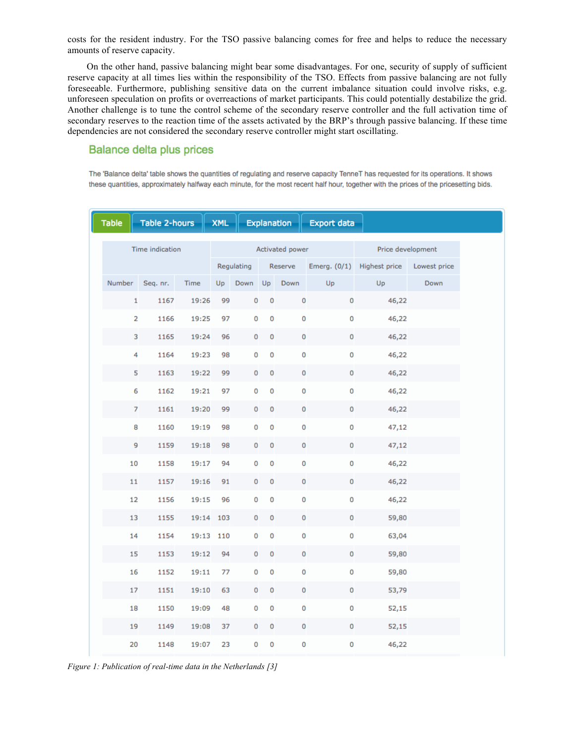costs for the resident industry. For the TSO passive balancing comes for free and helps to reduce the necessary amounts of reserve capacity.

On the other hand, passive balancing might bear some disadvantages. For one, security of supply of sufficient reserve capacity at all times lies within the responsibility of the TSO. Effects from passive balancing are not fully foreseeable. Furthermore, publishing sensitive data on the current imbalance situation could involve risks, e.g. unforeseen speculation on profits or overreactions of market participants. This could potentially destabilize the grid. Another challenge is to tune the control scheme of the secondary reserve controller and the full activation time of secondary reserves to the reaction time of the assets activated by the BRP's through passive balancing. If these time dependencies are not considered the secondary reserve controller might start oscillating.

## Balance delta plus prices

The 'Balance delta' table shows the quantities of regulating and reserve capacity TenneT has requested for its operations. It shows these quantities, approximately halfway each minute, for the most recent half hour, together with the prices of the pricesetting bids.

Table | Table 2-hours | XML | Explanation | Export data

| Time indication | | | Activated power | | | | | Price development | |
|---|---|---|---|---|---|---|---|---|---|
| | | | Regulating | | Reserve | | Emerg. (0/1) | Highest price | Lowest price |
| Number | Seq. nr. | Time | Up | Down | Up | Down | Up | Up | Down |
| 1 | 1167 | 19:26 | 99 | 0 | 0 | 0 | 0 | 46,22 | |
| 2 | 1166 | 19:25 | 97 | 0 | 0 | 0 | 0 | 46,22 | |
| 3 | 1165 | 19:24 | 96 | 0 | 0 | 0 | 0 | 46,22 | |
| 4 | 1164 | 19:23 | 98 | 0 | 0 | 0 | 0 | 46,22 | |
| 5 | 1163 | 19:22 | 99 | 0 | 0 | 0 | 0 | 46,22 | |
| 6 | 1162 | 19:21 | 97 | 0 | 0 | 0 | 0 | 46,22 | |
| 7 | 1161 | 19:20 | 99 | 0 | 0 | 0 | 0 | 46,22 | |
| 8 | 1160 | 19:19 | 98 | 0 | 0 | 0 | 0 | 47,12 | |
| 9 | 1159 | 19:18 | 98 | 0 | 0 | 0 | 0 | 47,12 | |
| 10 | 1158 | 19:17 | 94 | 0 | 0 | 0 | 0 | 46,22 | |
| 11 | 1157 | 19:16 | 91 | 0 | 0 | 0 | 0 | 46,22 | |
| 12 | 1156 | 19:15 | 96 | 0 | 0 | 0 | 0 | 46,22 | |
| 13 | 1155 | 19:14 | 103 | 0 | 0 | 0 | 0 | 59,80 | |
| 14 | 1154 | 19:13 | 110 | 0 | 0 | 0 | 0 | 63,04 | |
| 15 | 1153 | 19:12 | 94 | 0 | 0 | 0 | 0 | 59,80 | |
| 16 | 1152 | 19:11 | 77 | 0 | 0 | 0 | 0 | 59,80 | |
| 17 | 1151 | 19:10 | 63 | 0 | 0 | 0 | 0 | 53,79 | |
| 18 | 1150 | 19:09 | 48 | 0 | 0 | 0 | 0 | 52,15 | |
| 19 | 1149 | 19:08 | 37 | 0 | 0 | 0 | 0 | 52,15 | |
| 20 | 1148 | 19:07 | 23 | 0 | 0 | 0 | 0 | 46,22 | |

*Figure 1: Publication of real-time data in the Netherlands [3]*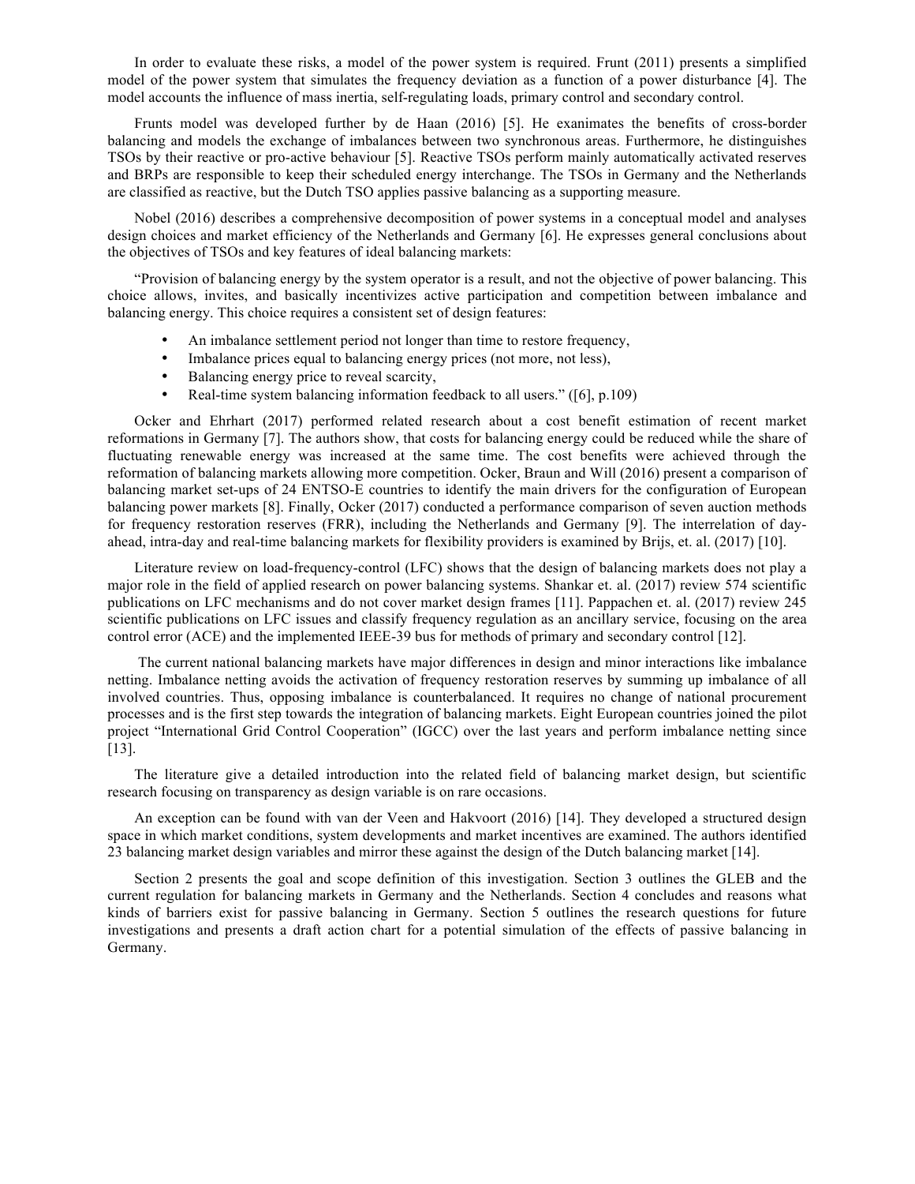In order to evaluate these risks, a model of the power system is required. Frunt (2011) presents a simplified model of the power system that simulates the frequency deviation as a function of a power disturbance [4]. The model accounts the influence of mass inertia, self-regulating loads, primary control and secondary control.

Frunts model was developed further by de Haan (2016) [5]. He exanimates the benefits of cross-border balancing and models the exchange of imbalances between two synchronous areas. Furthermore, he distinguishes TSOs by their reactive or pro-active behaviour [5]. Reactive TSOs perform mainly automatically activated reserves and BRPs are responsible to keep their scheduled energy interchange. The TSOs in Germany and the Netherlands are classified as reactive, but the Dutch TSO applies passive balancing as a supporting measure.

Nobel (2016) describes a comprehensive decomposition of power systems in a conceptual model and analyses design choices and market efficiency of the Netherlands and Germany [6]. He expresses general conclusions about the objectives of TSOs and key features of ideal balancing markets:

"Provision of balancing energy by the system operator is a result, and not the objective of power balancing. This choice allows, invites, and basically incentivizes active participation and competition between imbalance and balancing energy. This choice requires a consistent set of design features:

- An imbalance settlement period not longer than time to restore frequency,
- Imbalance prices equal to balancing energy prices (not more, not less),
- Balancing energy price to reveal scarcity,
- Real-time system balancing information feedback to all users." ([6], p.109)

Ocker and Ehrhart (2017) performed related research about a cost benefit estimation of recent market reformations in Germany [7]. The authors show, that costs for balancing energy could be reduced while the share of fluctuating renewable energy was increased at the same time. The cost benefits were achieved through the reformation of balancing markets allowing more competition. Ocker, Braun and Will (2016) present a comparison of balancing market set-ups of 24 ENTSO-E countries to identify the main drivers for the configuration of European balancing power markets [8]. Finally, Ocker (2017) conducted a performance comparison of seven auction methods for frequency restoration reserves (FRR), including the Netherlands and Germany [9]. The interrelation of day-ahead, intra-day and real-time balancing markets for flexibility providers is examined by Brijs, et. al. (2017) [10].

Literature review on load-frequency-control (LFC) shows that the design of balancing markets does not play a major role in the field of applied research on power balancing systems. Shankar et. al. (2017) review 574 scientific publications on LFC mechanisms and do not cover market design frames [11]. Pappachen et. al. (2017) review 245 scientific publications on LFC issues and classify frequency regulation as an ancillary service, focusing on the area control error (ACE) and the implemented IEEE-39 bus for methods of primary and secondary control [12].

The current national balancing markets have major differences in design and minor interactions like imbalance netting. Imbalance netting avoids the activation of frequency restoration reserves by summing up imbalance of all involved countries. Thus, opposing imbalance is counterbalanced. It requires no change of national procurement processes and is the first step towards the integration of balancing markets. Eight European countries joined the pilot project "International Grid Control Cooperation" (IGCC) over the last years and perform imbalance netting since [13].

The literature give a detailed introduction into the related field of balancing market design, but scientific research focusing on transparency as design variable is on rare occasions.

An exception can be found with van der Veen and Hakvoort (2016) [14]. They developed a structured design space in which market conditions, system developments and market incentives are examined. The authors identified 23 balancing market design variables and mirror these against the design of the Dutch balancing market [14].

Section 2 presents the goal and scope definition of this investigation. Section 3 outlines the GLEB and the current regulation for balancing markets in Germany and the Netherlands. Section 4 concludes and reasons what kinds of barriers exist for passive balancing in Germany. Section 5 outlines the research questions for future investigations and presents a draft action chart for a potential simulation of the effects of passive balancing in Germany.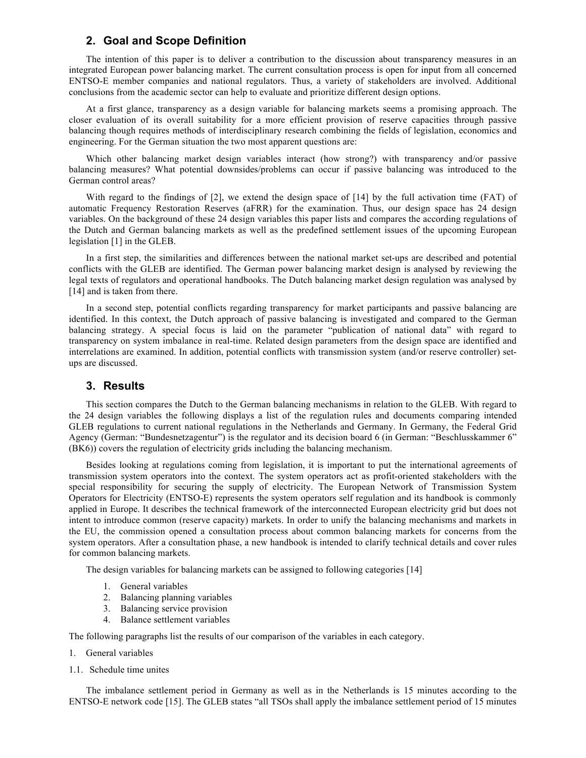## 2. Goal and Scope Definition

The intention of this paper is to deliver a contribution to the discussion about transparency measures in an integrated European power balancing market. The current consultation process is open for input from all concerned ENTSO-E member companies and national regulators. Thus, a variety of stakeholders are involved. Additional conclusions from the academic sector can help to evaluate and prioritize different design options.

At a first glance, transparency as a design variable for balancing markets seems a promising approach. The closer evaluation of its overall suitability for a more efficient provision of reserve capacities through passive balancing though requires methods of interdisciplinary research combining the fields of legislation, economics and engineering. For the German situation the two most apparent questions are:

Which other balancing market design variables interact (how strong?) with transparency and/or passive balancing measures? What potential downsides/problems can occur if passive balancing was introduced to the German control areas?

With regard to the findings of [2], we extend the design space of [14] by the full activation time (FAT) of automatic Frequency Restoration Reserves (aFRR) for the examination. Thus, our design space has 24 design variables. On the background of these 24 design variables this paper lists and compares the according regulations of the Dutch and German balancing markets as well as the predefined settlement issues of the upcoming European legislation [1] in the GLEB.

In a first step, the similarities and differences between the national market set-ups are described and potential conflicts with the GLEB are identified. The German power balancing market design is analysed by reviewing the legal texts of regulators and operational handbooks. The Dutch balancing market design regulation was analysed by [14] and is taken from there.

In a second step, potential conflicts regarding transparency for market participants and passive balancing are identified. In this context, the Dutch approach of passive balancing is investigated and compared to the German balancing strategy. A special focus is laid on the parameter "publication of national data" with regard to transparency on system imbalance in real-time. Related design parameters from the design space are identified and interrelations are examined. In addition, potential conflicts with transmission system (and/or reserve controller) set-ups are discussed.

## 3. Results

This section compares the Dutch to the German balancing mechanisms in relation to the GLEB. With regard to the 24 design variables the following displays a list of the regulation rules and documents comparing intended GLEB regulations to current national regulations in the Netherlands and Germany. In Germany, the Federal Grid Agency (German: "Bundesnetzagentur") is the regulator and its decision board 6 (in German: "Beschlusskammer 6" (BK6)) covers the regulation of electricity grids including the balancing mechanism.

Besides looking at regulations coming from legislation, it is important to put the international agreements of transmission system operators into the context. The system operators act as profit-oriented stakeholders with the special responsibility for securing the supply of electricity. The European Network of Transmission System Operators for Electricity (ENTSO-E) represents the system operators self regulation and its handbook is commonly applied in Europe. It describes the technical framework of the interconnected European electricity grid but does not intent to introduce common (reserve capacity) markets. In order to unify the balancing mechanisms and markets in the EU, the commission opened a consultation process about common balancing markets for concerns from the system operators. After a consultation phase, a new handbook is intended to clarify technical details and cover rules for common balancing markets.

The design variables for balancing markets can be assigned to following categories [14]

1. General variables
2. Balancing planning variables
3. Balancing service provision
4. Balance settlement variables

The following paragraphs list the results of our comparison of the variables in each category.

1. General variables

1.1. Schedule time unites

The imbalance settlement period in Germany as well as in the Netherlands is 15 minutes according to the ENTSO-E network code [15]. The GLEB states "all TSOs shall apply the imbalance settlement period of 15 minutes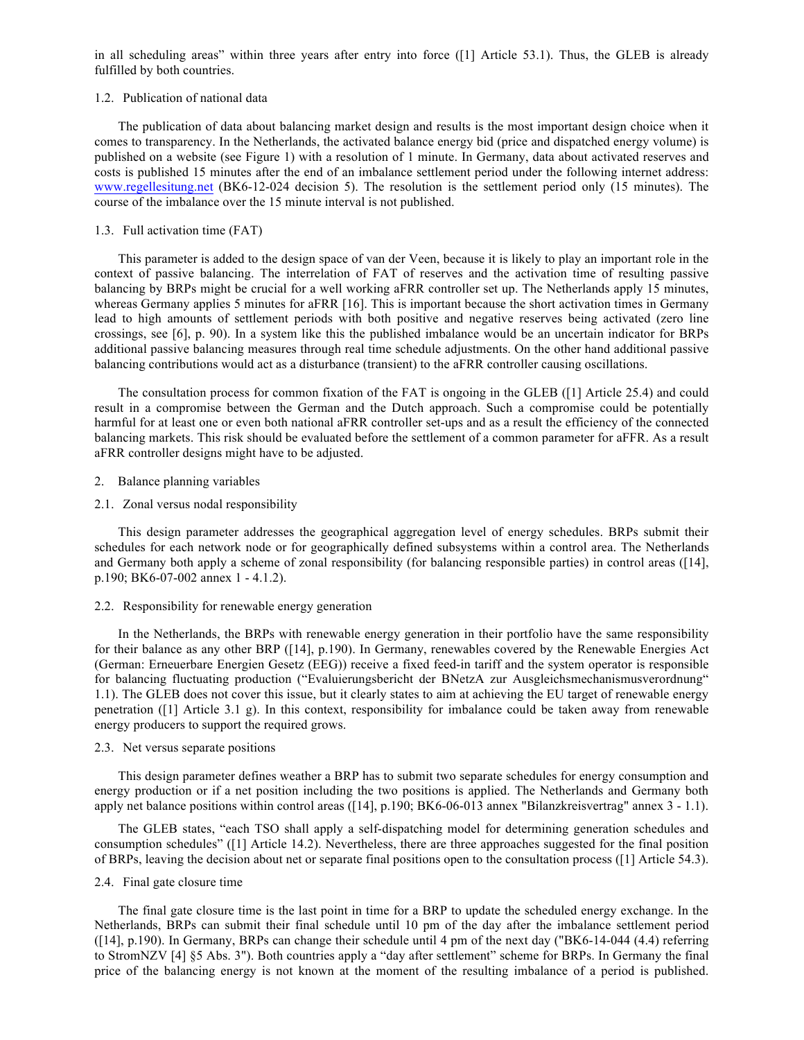in all scheduling areas" within three years after entry into force ([1] Article 53.1). Thus, the GLEB is already fulfilled by both countries.

### 1.2. Publication of national data

The publication of data about balancing market design and results is the most important design choice when it comes to transparency. In the Netherlands, the activated balance energy bid (price and dispatched energy volume) is published on a website (see Figure 1) with a resolution of 1 minute. In Germany, data about activated reserves and costs is published 15 minutes after the end of an imbalance settlement period under the following internet address: www.regellesitung.net (BK6-12-024 decision 5). The resolution is the settlement period only (15 minutes). The course of the imbalance over the 15 minute interval is not published.

### 1.3. Full activation time (FAT)

This parameter is added to the design space of van der Veen, because it is likely to play an important role in the context of passive balancing. The interrelation of FAT of reserves and the activation time of resulting passive balancing by BRPs might be crucial for a well working aFRR controller set up. The Netherlands apply 15 minutes, whereas Germany applies 5 minutes for aFRR [16]. This is important because the short activation times in Germany lead to high amounts of settlement periods with both positive and negative reserves being activated (zero line crossings, see [6], p. 90). In a system like this the published imbalance would be an uncertain indicator for BRPs additional passive balancing measures through real time schedule adjustments. On the other hand additional passive balancing contributions would act as a disturbance (transient) to the aFRR controller causing oscillations.

The consultation process for common fixation of the FAT is ongoing in the GLEB ([1] Article 25.4) and could result in a compromise between the German and the Dutch approach. Such a compromise could be potentially harmful for at least one or even both national aFRR controller set-ups and as a result the efficiency of the connected balancing markets. This risk should be evaluated before the settlement of a common parameter for aFFR. As a result aFRR controller designs might have to be adjusted.

## 2. Balance planning variables

### 2.1. Zonal versus nodal responsibility

This design parameter addresses the geographical aggregation level of energy schedules. BRPs submit their schedules for each network node or for geographically defined subsystems within a control area. The Netherlands and Germany both apply a scheme of zonal responsibility (for balancing responsible parties) in control areas ([14], p.190; BK6-07-002 annex 1 - 4.1.2).

### 2.2. Responsibility for renewable energy generation

In the Netherlands, the BRPs with renewable energy generation in their portfolio have the same responsibility for their balance as any other BRP ([14], p.190). In Germany, renewables covered by the Renewable Energies Act (German: Erneuerbare Energien Gesetz (EEG)) receive a fixed feed-in tariff and the system operator is responsible for balancing fluctuating production ("Evaluierungsbericht der BNetzA zur Ausgleichsmechanismusverordnung" 1.1). The GLEB does not cover this issue, but it clearly states to aim at achieving the EU target of renewable energy penetration ([1] Article 3.1 g). In this context, responsibility for imbalance could be taken away from renewable energy producers to support the required grows.

### 2.3. Net versus separate positions

This design parameter defines weather a BRP has to submit two separate schedules for energy consumption and energy production or if a net position including the two positions is applied. The Netherlands and Germany both apply net balance positions within control areas ([14], p.190; BK6-06-013 annex "Bilanzkreisvertrag" annex 3 - 1.1).

The GLEB states, "each TSO shall apply a self-dispatching model for determining generation schedules and consumption schedules" ([1] Article 14.2). Nevertheless, there are three approaches suggested for the final position of BRPs, leaving the decision about net or separate final positions open to the consultation process ([1] Article 54.3).

### 2.4. Final gate closure time

The final gate closure time is the last point in time for a BRP to update the scheduled energy exchange. In the Netherlands, BRPs can submit their final schedule until 10 pm of the day after the imbalance settlement period ([14], p.190). In Germany, BRPs can change their schedule until 4 pm of the next day ("BK6-14-044 (4.4) referring to StromNZV [4] §5 Abs. 3"). Both countries apply a "day after settlement" scheme for BRPs. In Germany the final price of the balancing energy is not known at the moment of the resulting imbalance of a period is published.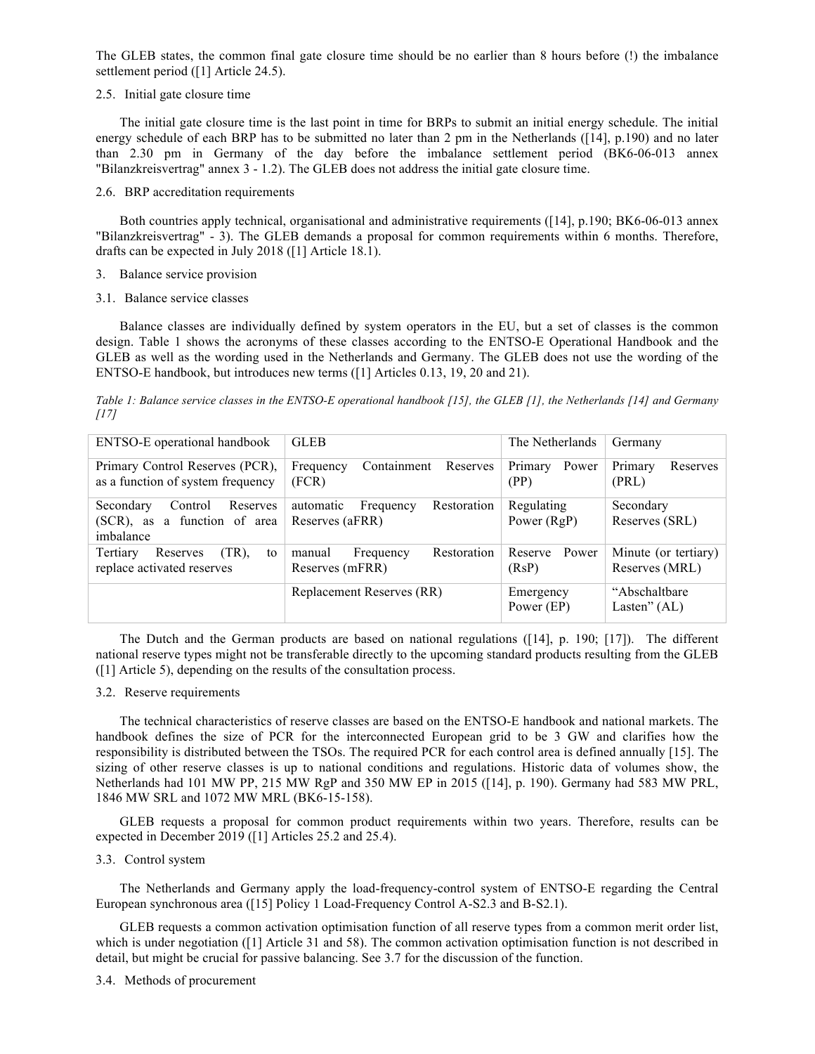The GLEB states, the common final gate closure time should be no earlier than 8 hours before (!) the imbalance settlement period ([1] Article 24.5).

### 2.5. Initial gate closure time

The initial gate closure time is the last point in time for BRPs to submit an initial energy schedule. The initial energy schedule of each BRP has to be submitted no later than 2 pm in the Netherlands ([14], p.190) and no later than 2.30 pm in Germany of the day before the imbalance settlement period (BK6-06-013 annex "Bilanzkreisvertrag" annex 3 - 1.2). The GLEB does not address the initial gate closure time.

### 2.6. BRP accreditation requirements

Both countries apply technical, organisational and administrative requirements ([14], p.190; BK6-06-013 annex "Bilanzkreisvertrag" - 3). The GLEB demands a proposal for common requirements within 6 months. Therefore, drafts can be expected in July 2018 ([1] Article 18.1).

## 3. Balance service provision

### 3.1. Balance service classes

Balance classes are individually defined by system operators in the EU, but a set of classes is the common design. Table 1 shows the acronyms of these classes according to the ENTSO-E Operational Handbook and the GLEB as well as the wording used in the Netherlands and Germany. The GLEB does not use the wording of the ENTSO-E handbook, but introduces new terms ([1] Articles 0.13, 19, 20 and 21).

*Table 1: Balance service classes in the ENTSO-E operational handbook [15], the GLEB [1], the Netherlands [14] and Germany [17]*

| ENTSO-E operational handbook | GLEB | The Netherlands | Germany |
|---|---|---|---|
| Primary Control Reserves (PCR), as a function of system frequency | Frequency Containment Reserves (FCR) | Primary Power (PP) | Primary Reserves (PRL) |
| Secondary Control Reserves (SCR), as a function of area imbalance | automatic Frequency Restoration Reserves (aFRR) | Regulating Power (RgP) | Secondary Reserves (SRL) |
| Tertiary Reserves (TR), to replace activated reserves | manual Frequency Restoration Reserves (mFRR) | Reserve Power (RsP) | Minute (or tertiary) Reserves (MRL) |
| | Replacement Reserves (RR) | Emergency Power (EP) | "Abschaltbare Lasten" (AL) |

The Dutch and the German products are based on national regulations ([14], p. 190; [17]). The different national reserve types might not be transferable directly to the upcoming standard products resulting from the GLEB ([1] Article 5), depending on the results of the consultation process.

### 3.2. Reserve requirements

The technical characteristics of reserve classes are based on the ENTSO-E handbook and national markets. The handbook defines the size of PCR for the interconnected European grid to be 3 GW and clarifies how the responsibility is distributed between the TSOs. The required PCR for each control area is defined annually [15]. The sizing of other reserve classes is up to national conditions and regulations. Historic data of volumes show, the Netherlands had 101 MW PP, 215 MW RgP and 350 MW EP in 2015 ([14], p. 190). Germany had 583 MW PRL, 1846 MW SRL and 1072 MW MRL (BK6-15-158).

GLEB requests a proposal for common product requirements within two years. Therefore, results can be expected in December 2019 ([1] Articles 25.2 and 25.4).

### 3.3. Control system

The Netherlands and Germany apply the load-frequency-control system of ENTSO-E regarding the Central European synchronous area ([15] Policy 1 Load-Frequency Control A-S2.3 and B-S2.1).

GLEB requests a common activation optimisation function of all reserve types from a common merit order list, which is under negotiation ([1] Article 31 and 58). The common activation optimisation function is not described in detail, but might be crucial for passive balancing. See 3.7 for the discussion of the function.

### 3.4. Methods of procurement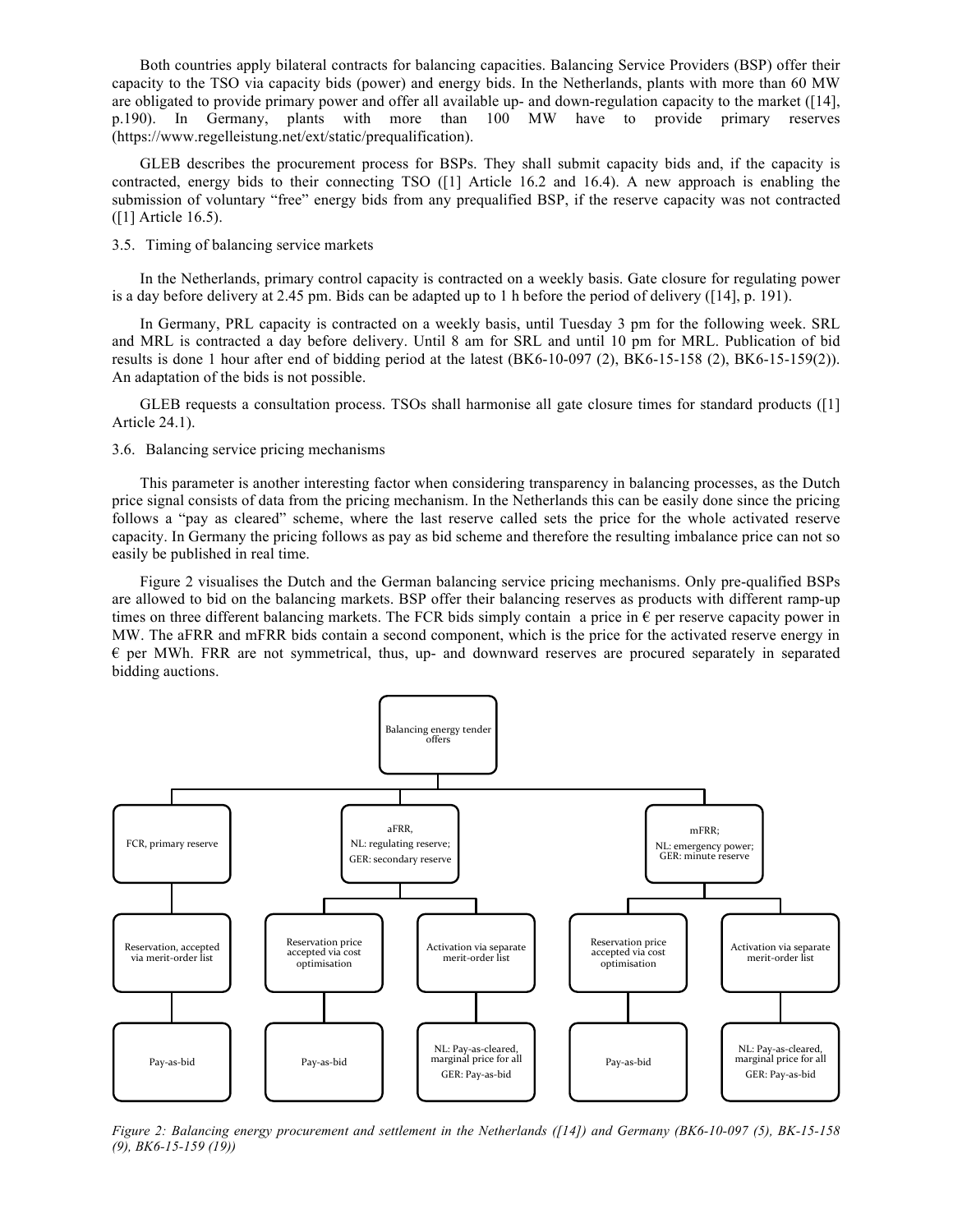Both countries apply bilateral contracts for balancing capacities. Balancing Service Providers (BSP) offer their capacity to the TSO via capacity bids (power) and energy bids. In the Netherlands, plants with more than 60 MW are obligated to provide primary power and offer all available up- and down-regulation capacity to the market ([14], p.190). In Germany, plants with more than 100 MW have to provide primary reserves (https://www.regelleistung.net/ext/static/prequalification).

GLEB describes the procurement process for BSPs. They shall submit capacity bids and, if the capacity is contracted, energy bids to their connecting TSO ([1] Article 16.2 and 16.4). A new approach is enabling the submission of voluntary "free" energy bids from any prequalified BSP, if the reserve capacity was not contracted ([1] Article 16.5).

### 3.5. Timing of balancing service markets

In the Netherlands, primary control capacity is contracted on a weekly basis. Gate closure for regulating power is a day before delivery at 2.45 pm. Bids can be adapted up to 1 h before the period of delivery ([14], p. 191).

In Germany, PRL capacity is contracted on a weekly basis, until Tuesday 3 pm for the following week. SRL and MRL is contracted a day before delivery. Until 8 am for SRL and until 10 pm for MRL. Publication of bid results is done 1 hour after end of bidding period at the latest (BK6-10-097 (2), BK6-15-158 (2), BK6-15-159(2)). An adaptation of the bids is not possible.

GLEB requests a consultation process. TSOs shall harmonise all gate closure times for standard products ([1] Article 24.1).

### 3.6. Balancing service pricing mechanisms

This parameter is another interesting factor when considering transparency in balancing processes, as the Dutch price signal consists of data from the pricing mechanism. In the Netherlands this can be easily done since the pricing follows a "pay as cleared" scheme, where the last reserve called sets the price for the whole activated reserve capacity. In Germany the pricing follows as pay as bid scheme and therefore the resulting imbalance price can not so easily be published in real time.

Figure 2 visualises the Dutch and the German balancing service pricing mechanisms. Only pre-qualified BSPs are allowed to bid on the balancing markets. BSP offer their balancing reserves as products with different ramp-up times on three different balancing markets. The FCR bids simply contain a price in € per reserve capacity power in MW. The aFRR and mFRR bids contain a second component, which is the price for the activated reserve energy in € per MWh. FRR are not symmetrical, thus, up- and downward reserves are procured separately in separated bidding auctions.

Balancing energy tender offers

- FCR, primary reserve
  - Reservation, accepted via merit-order list
    - Pay-as-bid
- aFRR, NL: regulating reserve; GER: secondary reserve
  - Reservation price accepted via cost optimisation
    - Pay-as-bid
  - Activation via separate merit-order list
    - NL: Pay-as-cleared, marginal price for all; GER: Pay-as-bid
- mFRR; NL: emergency power; GER: minute reserve
  - Reservation price accepted via cost optimisation
    - Pay-as-bid
  - Activation via separate merit-order list
    - NL: Pay-as-cleared, marginal price for all; GER: Pay-as-bid

*Figure 2: Balancing energy procurement and settlement in the Netherlands ([14]) and Germany (BK6-10-097 (5), BK-15-158 (9), BK6-15-159 (19))*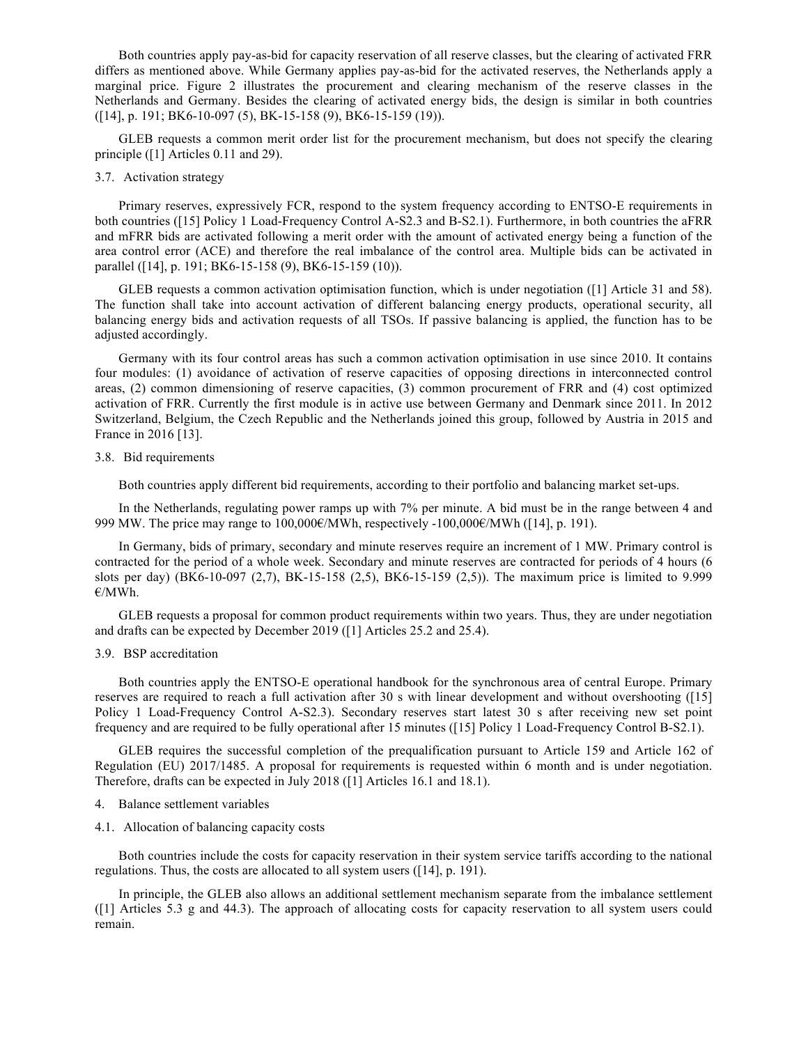Both countries apply pay-as-bid for capacity reservation of all reserve classes, but the clearing of activated FRR differs as mentioned above. While Germany applies pay-as-bid for the activated reserves, the Netherlands apply a marginal price. Figure 2 illustrates the procurement and clearing mechanism of the reserve classes in the Netherlands and Germany. Besides the clearing of activated energy bids, the design is similar in both countries ([14], p. 191; BK6-10-097 (5), BK-15-158 (9), BK6-15-159 (19)).

GLEB requests a common merit order list for the procurement mechanism, but does not specify the clearing principle ([1] Articles 0.11 and 29).

### 3.7. Activation strategy

Primary reserves, expressively FCR, respond to the system frequency according to ENTSO-E requirements in both countries ([15] Policy 1 Load-Frequency Control A-S2.3 and B-S2.1). Furthermore, in both countries the aFRR and mFRR bids are activated following a merit order with the amount of activated energy being a function of the area control error (ACE) and therefore the real imbalance of the control area. Multiple bids can be activated in parallel ([14], p. 191; BK6-15-158 (9), BK6-15-159 (10)).

GLEB requests a common activation optimisation function, which is under negotiation ([1] Article 31 and 58). The function shall take into account activation of different balancing energy products, operational security, all balancing energy bids and activation requests of all TSOs. If passive balancing is applied, the function has to be adjusted accordingly.

Germany with its four control areas has such a common activation optimisation in use since 2010. It contains four modules: (1) avoidance of activation of reserve capacities of opposing directions in interconnected control areas, (2) common dimensioning of reserve capacities, (3) common procurement of FRR and (4) cost optimized activation of FRR. Currently the first module is in active use between Germany and Denmark since 2011. In 2012 Switzerland, Belgium, the Czech Republic and the Netherlands joined this group, followed by Austria in 2015 and France in 2016 [13].

### 3.8. Bid requirements

Both countries apply different bid requirements, according to their portfolio and balancing market set-ups.

In the Netherlands, regulating power ramps up with 7% per minute. A bid must be in the range between 4 and 999 MW. The price may range to 100,000€/MWh, respectively -100,000€/MWh ([14], p. 191).

In Germany, bids of primary, secondary and minute reserves require an increment of 1 MW. Primary control is contracted for the period of a whole week. Secondary and minute reserves are contracted for periods of 4 hours (6 slots per day) (BK6-10-097 (2,7), BK-15-158 (2,5), BK6-15-159 (2,5)). The maximum price is limited to 9.999 €/MWh.

GLEB requests a proposal for common product requirements within two years. Thus, they are under negotiation and drafts can be expected by December 2019 ([1] Articles 25.2 and 25.4).

### 3.9. BSP accreditation

Both countries apply the ENTSO-E operational handbook for the synchronous area of central Europe. Primary reserves are required to reach a full activation after 30 s with linear development and without overshooting ([15] Policy 1 Load-Frequency Control A-S2.3). Secondary reserves start latest 30 s after receiving new set point frequency and are required to be fully operational after 15 minutes ([15] Policy 1 Load-Frequency Control B-S2.1).

GLEB requires the successful completion of the prequalification pursuant to Article 159 and Article 162 of Regulation (EU) 2017/1485. A proposal for requirements is requested within 6 month and is under negotiation. Therefore, drafts can be expected in July 2018 ([1] Articles 16.1 and 18.1).

## 4. Balance settlement variables

### 4.1. Allocation of balancing capacity costs

Both countries include the costs for capacity reservation in their system service tariffs according to the national regulations. Thus, the costs are allocated to all system users ([14], p. 191).

In principle, the GLEB also allows an additional settlement mechanism separate from the imbalance settlement ([1] Articles 5.3 g and 44.3). The approach of allocating costs for capacity reservation to all system users could remain.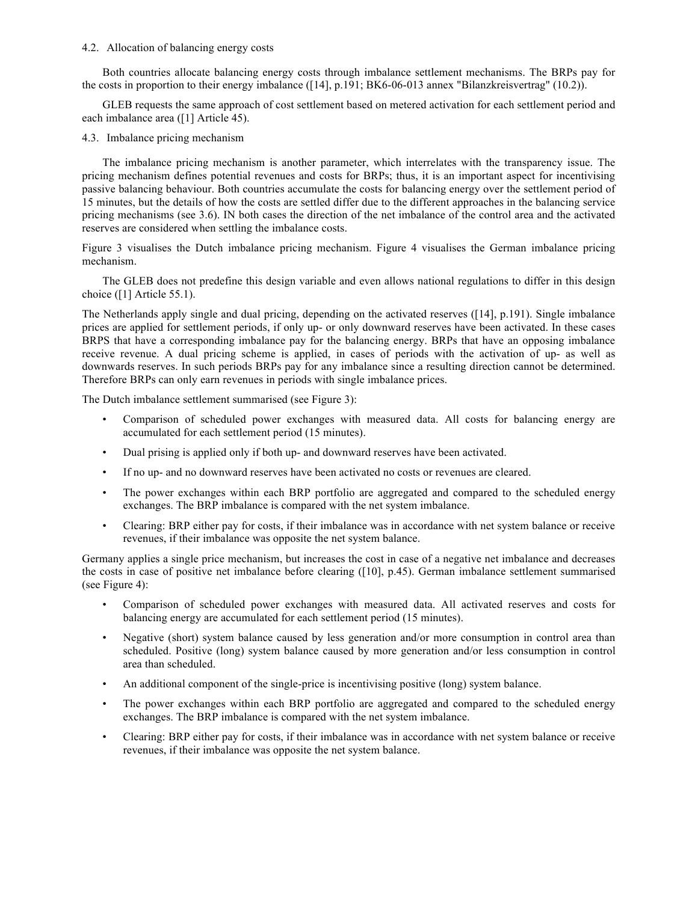### 4.2. Allocation of balancing energy costs

Both countries allocate balancing energy costs through imbalance settlement mechanisms. The BRPs pay for the costs in proportion to their energy imbalance ([14], p.191; BK6-06-013 annex "Bilanzkreisvertrag" (10.2)).

GLEB requests the same approach of cost settlement based on metered activation for each settlement period and each imbalance area ([1] Article 45).

### 4.3. Imbalance pricing mechanism

The imbalance pricing mechanism is another parameter, which interrelates with the transparency issue. The pricing mechanism defines potential revenues and costs for BRPs; thus, it is an important aspect for incentivising passive balancing behaviour. Both countries accumulate the costs for balancing energy over the settlement period of 15 minutes, but the details of how the costs are settled differ due to the different approaches in the balancing service pricing mechanisms (see 3.6). IN both cases the direction of the net imbalance of the control area and the activated reserves are considered when settling the imbalance costs.

Figure 3 visualises the Dutch imbalance pricing mechanism. Figure 4 visualises the German imbalance pricing mechanism.

The GLEB does not predefine this design variable and even allows national regulations to differ in this design choice ([1] Article 55.1).

The Netherlands apply single and dual pricing, depending on the activated reserves ([14], p.191). Single imbalance prices are applied for settlement periods, if only up- or only downward reserves have been activated. In these cases BRPS that have a corresponding imbalance pay for the balancing energy. BRPs that have an opposing imbalance receive revenue. A dual pricing scheme is applied, in cases of periods with the activation of up- as well as downwards reserves. In such periods BRPs pay for any imbalance since a resulting direction cannot be determined. Therefore BRPs can only earn revenues in periods with single imbalance prices.

The Dutch imbalance settlement summarised (see Figure 3):

- Comparison of scheduled power exchanges with measured data. All costs for balancing energy are accumulated for each settlement period (15 minutes).
- Dual prising is applied only if both up- and downward reserves have been activated.
- If no up- and no downward reserves have been activated no costs or revenues are cleared.
- The power exchanges within each BRP portfolio are aggregated and compared to the scheduled energy exchanges. The BRP imbalance is compared with the net system imbalance.
- Clearing: BRP either pay for costs, if their imbalance was in accordance with net system balance or receive revenues, if their imbalance was opposite the net system balance.

Germany applies a single price mechanism, but increases the cost in case of a negative net imbalance and decreases the costs in case of positive net imbalance before clearing ([10], p.45). German imbalance settlement summarised (see Figure 4):

- Comparison of scheduled power exchanges with measured data. All activated reserves and costs for balancing energy are accumulated for each settlement period (15 minutes).
- Negative (short) system balance caused by less generation and/or more consumption in control area than scheduled. Positive (long) system balance caused by more generation and/or less consumption in control area than scheduled.
- An additional component of the single-price is incentivising positive (long) system balance.
- The power exchanges within each BRP portfolio are aggregated and compared to the scheduled energy exchanges. The BRP imbalance is compared with the net system imbalance.
- Clearing: BRP either pay for costs, if their imbalance was in accordance with net system balance or receive revenues, if their imbalance was opposite the net system balance.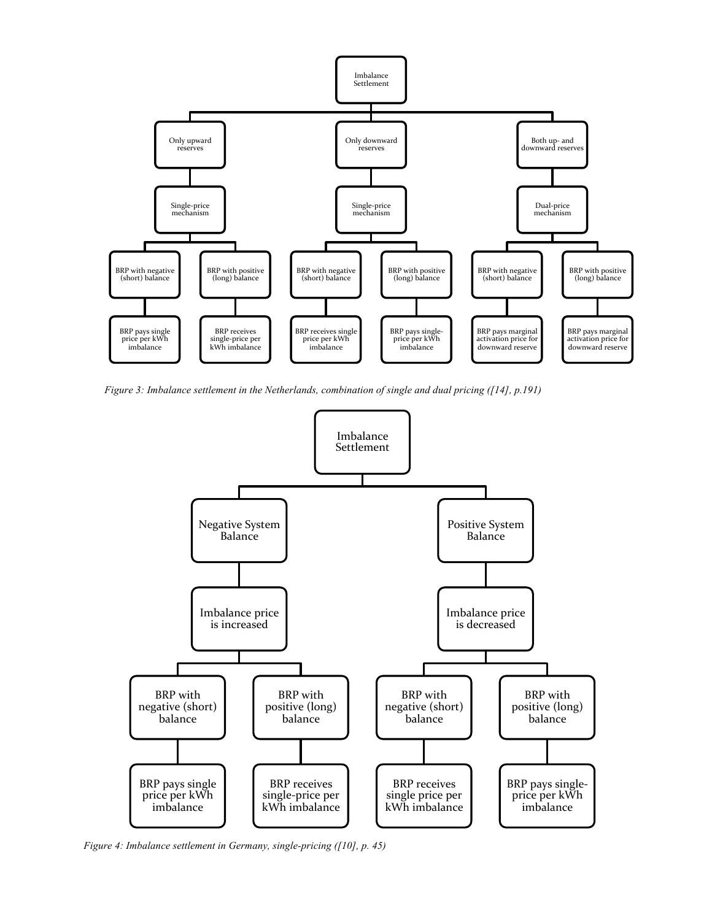- Imbalance Settlement
  - Only upward reserves
    - Single-price mechanism
      - BRP with negative (short) balance
        - BRP pays single price per kWh imbalance
      - BRP with positive (long) balance
        - BRP receives single-price per kWh imbalance
  - Only downward reserves
    - Single-price mechanism
      - BRP with negative (short) balance
        - BRP receives single price per kWh imbalance
      - BRP with positive (long) balance
        - BRP pays single-price per kWh imbalance
  - Both up- and downward reserves
    - Dual-price mechanism
      - BRP with negative (short) balance
        - BRP pays marginal activation price for downward reserve
      - BRP with positive (long) balance
        - BRP pays marginal activation price for downward reserve

*Figure 3: Imbalance settlement in the Netherlands, combination of single and dual pricing ([14], p.191)*

- Imbalance Settlement
  - Negative System Balance
    - Imbalance price is increased
      - BRP with negative (short) balance
        - BRP pays single price per kWh imbalance
      - BRP with positive (long) balance
        - BRP receives single-price per kWh imbalance
  - Positive System Balance
    - Imbalance price is decreased
      - BRP with negative (short) balance
        - BRP receives single price per kWh imbalance
      - BRP with positive (long) balance
        - BRP pays single-price per kWh imbalance

*Figure 4: Imbalance settlement in Germany, single-pricing ([10], p. 45)*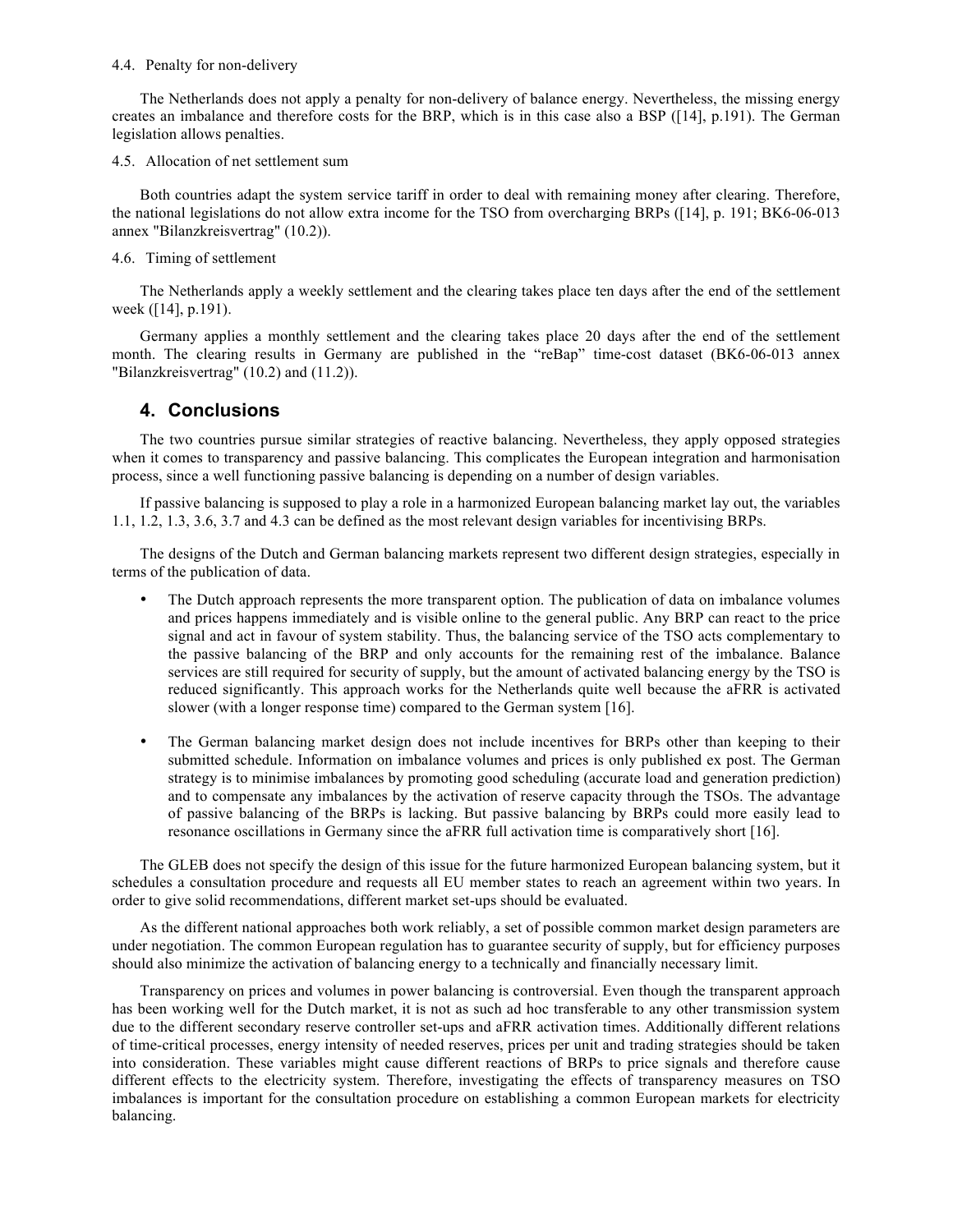#### 4.4. Penalty for non-delivery

The Netherlands does not apply a penalty for non-delivery of balance energy. Nevertheless, the missing energy creates an imbalance and therefore costs for the BRP, which is in this case also a BSP ([14], p.191). The German legislation allows penalties.

#### 4.5. Allocation of net settlement sum

Both countries adapt the system service tariff in order to deal with remaining money after clearing. Therefore, the national legislations do not allow extra income for the TSO from overcharging BRPs ([14], p. 191; BK6-06-013 annex "Bilanzkreisvertrag" (10.2)).

#### 4.6. Timing of settlement

The Netherlands apply a weekly settlement and the clearing takes place ten days after the end of the settlement week ([14], p.191).

Germany applies a monthly settlement and the clearing takes place 20 days after the end of the settlement month. The clearing results in Germany are published in the "reBap" time-cost dataset (BK6-06-013 annex "Bilanzkreisvertrag" (10.2) and (11.2)).

## 4. Conclusions

The two countries pursue similar strategies of reactive balancing. Nevertheless, they apply opposed strategies when it comes to transparency and passive balancing. This complicates the European integration and harmonisation process, since a well functioning passive balancing is depending on a number of design variables.

If passive balancing is supposed to play a role in a harmonized European balancing market lay out, the variables 1.1, 1.2, 1.3, 3.6, 3.7 and 4.3 can be defined as the most relevant design variables for incentivising BRPs.

The designs of the Dutch and German balancing markets represent two different design strategies, especially in terms of the publication of data.

- The Dutch approach represents the more transparent option. The publication of data on imbalance volumes and prices happens immediately and is visible online to the general public. Any BRP can react to the price signal and act in favour of system stability. Thus, the balancing service of the TSO acts complementary to the passive balancing of the BRP and only accounts for the remaining rest of the imbalance. Balance services are still required for security of supply, but the amount of activated balancing energy by the TSO is reduced significantly. This approach works for the Netherlands quite well because the aFRR is activated slower (with a longer response time) compared to the German system [16].

- The German balancing market design does not include incentives for BRPs other than keeping to their submitted schedule. Information on imbalance volumes and prices is only published ex post. The German strategy is to minimise imbalances by promoting good scheduling (accurate load and generation prediction) and to compensate any imbalances by the activation of reserve capacity through the TSOs. The advantage of passive balancing of the BRPs is lacking. But passive balancing by BRPs could more easily lead to resonance oscillations in Germany since the aFRR full activation time is comparatively short [16].

The GLEB does not specify the design of this issue for the future harmonized European balancing system, but it schedules a consultation procedure and requests all EU member states to reach an agreement within two years. In order to give solid recommendations, different market set-ups should be evaluated.

As the different national approaches both work reliably, a set of possible common market design parameters are under negotiation. The common European regulation has to guarantee security of supply, but for efficiency purposes should also minimize the activation of balancing energy to a technically and financially necessary limit.

Transparency on prices and volumes in power balancing is controversial. Even though the transparent approach has been working well for the Dutch market, it is not as such ad hoc transferable to any other transmission system due to the different secondary reserve controller set-ups and aFRR activation times. Additionally different relations of time-critical processes, energy intensity of needed reserves, prices per unit and trading strategies should be taken into consideration. These variables might cause different reactions of BRPs to price signals and therefore cause different effects to the electricity system. Therefore, investigating the effects of transparency measures on TSO imbalances is important for the consultation procedure on establishing a common European markets for electricity balancing.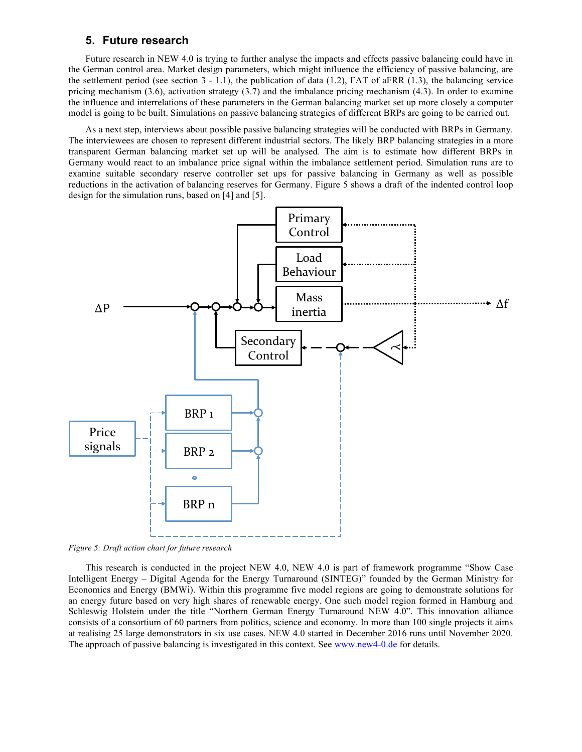## 5. Future research

Future research in NEW 4.0 is trying to further analyse the impacts and effects passive balancing could have in the German control area. Market design parameters, which might influence the efficiency of passive balancing, are the settlement period (see section 3 - 1.1), the publication of data (1.2), FAT of aFRR (1.3), the balancing service pricing mechanism (3.6), activation strategy (3.7) and the imbalance pricing mechanism (4.3). In order to examine the influence and interrelations of these parameters in the German balancing market set up more closely a computer model is going to be built. Simulations on passive balancing strategies of different BRPs are going to be carried out.

As a next step, interviews about possible passive balancing strategies will be conducted with BRPs in Germany. The interviewees are chosen to represent different industrial sectors. The likely BRP balancing strategies in a more transparent German balancing market set up will be analysed. The aim is to estimate how different BRPs in Germany would react to an imbalance price signal within the imbalance settlement period. Simulation runs are to examine suitable secondary reserve controller set ups for passive balancing in Germany as well as possible reductions in the activation of balancing reserves for Germany. Figure 5 shows a draft of the indented control loop design for the simulation runs, based on [4] and [5].

*Figure 5: Draft action chart for future research*

This research is conducted in the project NEW 4.0, NEW 4.0 is part of framework programme "Show Case Intelligent Energy – Digital Agenda for the Energy Turnaround (SINTEG)" founded by the German Ministry for Economics and Energy (BMWi). Within this programme five model regions are going to demonstrate solutions for an energy future based on very high shares of renewable energy. One such model region formed in Hamburg and Schleswig Holstein under the title "Northern German Energy Turnaround NEW 4.0". This innovation alliance consists of a consortium of 60 partners from politics, science and economy. In more than 100 single projects it aims at realising 25 large demonstrators in six use cases. NEW 4.0 started in December 2016 runs until November 2020. The approach of passive balancing is investigated in this context. See www.new4-0.de for details.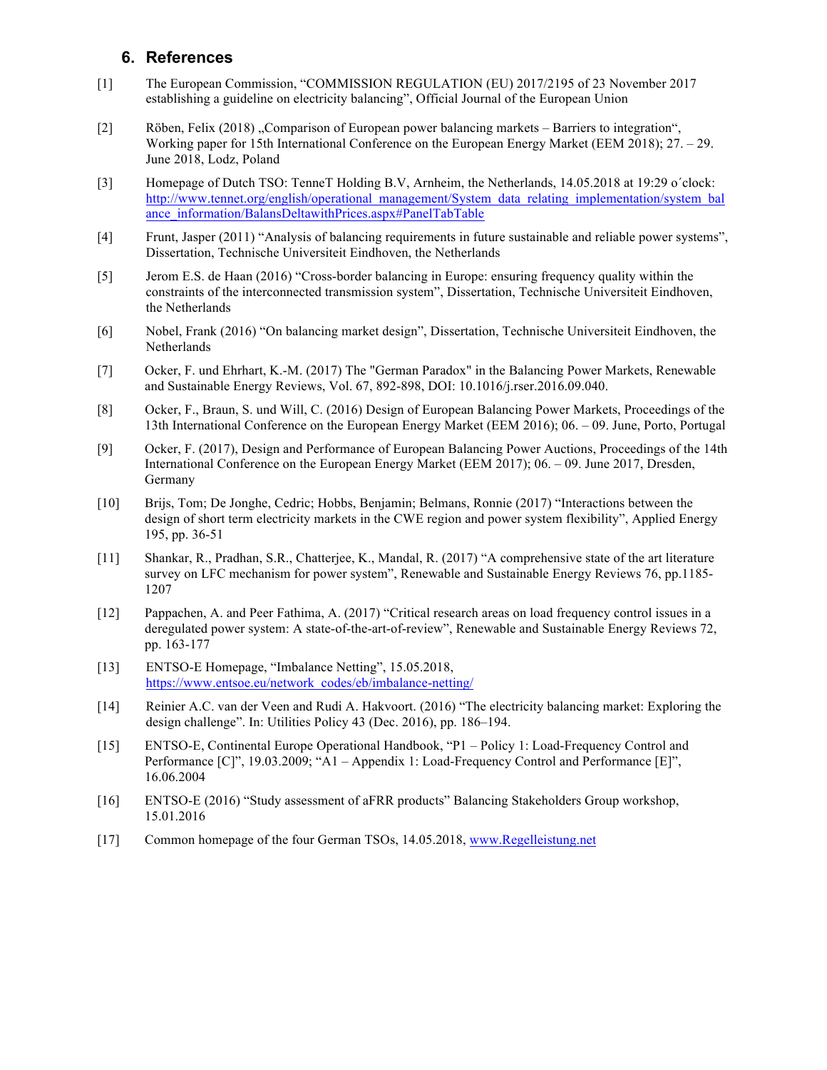## 6. References

[1] The European Commission, "COMMISSION REGULATION (EU) 2017/2195 of 23 November 2017 establishing a guideline on electricity balancing", Official Journal of the European Union

[2] Röben, Felix (2018) „Comparison of European power balancing markets – Barriers to integration", Working paper for 15th International Conference on the European Energy Market (EEM 2018); 27. – 29. June 2018, Lodz, Poland

[3] Homepage of Dutch TSO: TenneT Holding B.V, Arnheim, the Netherlands, 14.05.2018 at 19:29 o´clock: http://www.tennet.org/english/operational_management/System_data_relating_implementation/system_balance_information/BalansDeltawithPrices.aspx#PanelTabTable

[4] Frunt, Jasper (2011) "Analysis of balancing requirements in future sustainable and reliable power systems", Dissertation, Technische Universiteit Eindhoven, the Netherlands

[5] Jerom E.S. de Haan (2016) "Cross-border balancing in Europe: ensuring frequency quality within the constraints of the interconnected transmission system", Dissertation, Technische Universiteit Eindhoven, the Netherlands

[6] Nobel, Frank (2016) "On balancing market design", Dissertation, Technische Universiteit Eindhoven, the Netherlands

[7] Ocker, F. und Ehrhart, K.-M. (2017) The "German Paradox" in the Balancing Power Markets, Renewable and Sustainable Energy Reviews, Vol. 67, 892-898, DOI: 10.1016/j.rser.2016.09.040.

[8] Ocker, F., Braun, S. und Will, C. (2016) Design of European Balancing Power Markets, Proceedings of the 13th International Conference on the European Energy Market (EEM 2016); 06. – 09. June, Porto, Portugal

[9] Ocker, F. (2017), Design and Performance of European Balancing Power Auctions, Proceedings of the 14th International Conference on the European Energy Market (EEM 2017); 06. – 09. June 2017, Dresden, Germany

[10] Brijs, Tom; De Jonghe, Cedric; Hobbs, Benjamin; Belmans, Ronnie (2017) "Interactions between the design of short term electricity markets in the CWE region and power system flexibility", Applied Energy 195, pp. 36-51

[11] Shankar, R., Pradhan, S.R., Chatterjee, K., Mandal, R. (2017) "A comprehensive state of the art literature survey on LFC mechanism for power system", Renewable and Sustainable Energy Reviews 76, pp.1185-1207

[12] Pappachen, A. and Peer Fathima, A. (2017) "Critical research areas on load frequency control issues in a deregulated power system: A state-of-the-art-of-review", Renewable and Sustainable Energy Reviews 72, pp. 163-177

[13] ENTSO-E Homepage, "Imbalance Netting", 15.05.2018, https://www.entsoe.eu/network_codes/eb/imbalance-netting/

[14] Reinier A.C. van der Veen and Rudi A. Hakvoort. (2016) "The electricity balancing market: Exploring the design challenge". In: Utilities Policy 43 (Dec. 2016), pp. 186–194.

[15] ENTSO-E, Continental Europe Operational Handbook, "P1 – Policy 1: Load-Frequency Control and Performance [C]", 19.03.2009; "A1 – Appendix 1: Load-Frequency Control and Performance [E]", 16.06.2004

[16] ENTSO-E (2016) "Study assessment of aFRR products" Balancing Stakeholders Group workshop, 15.01.2016

[17] Common homepage of the four German TSOs, 14.05.2018, www.Regelleistung.net